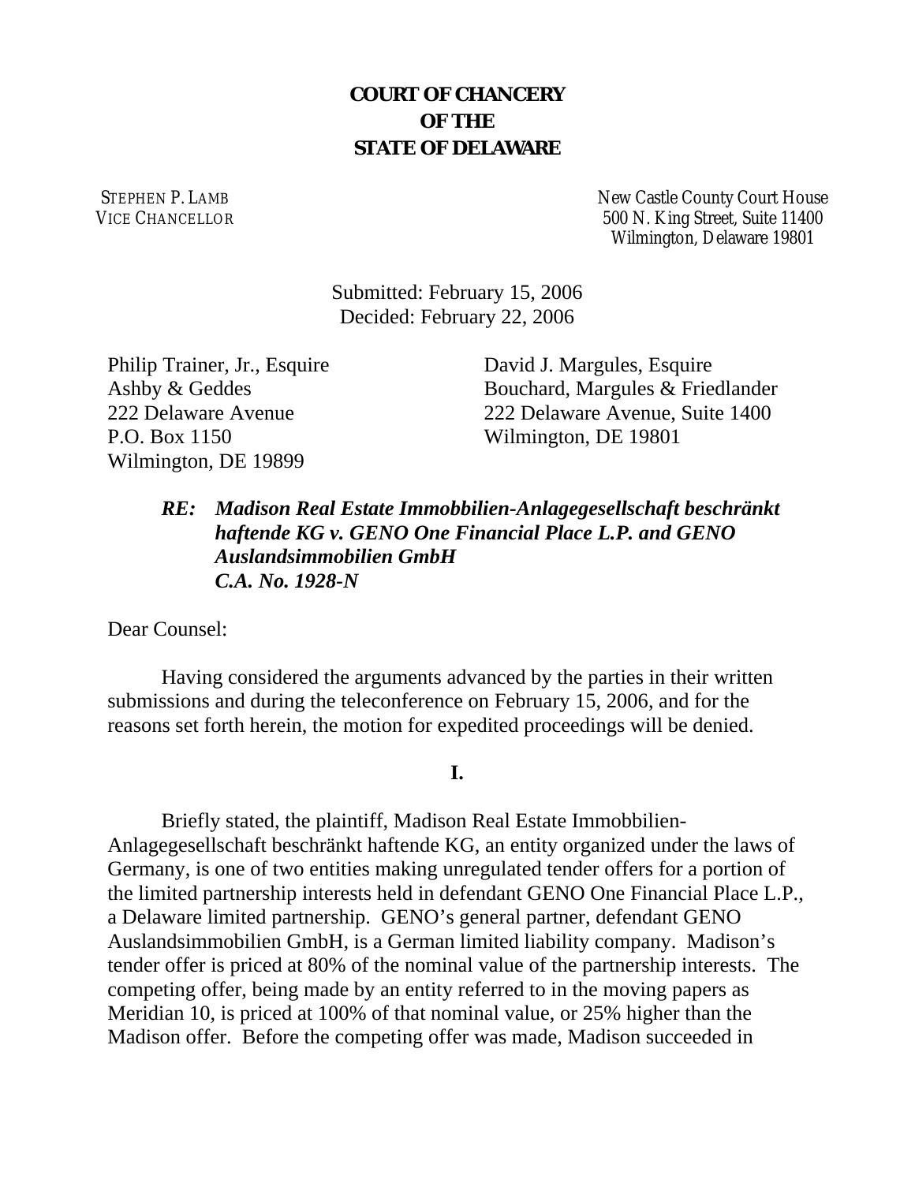**COURT OF CHANCERY**
**OF THE**
**STATE OF DELAWARE**

STEPHEN P. LAMB
VICE CHANCELLOR

New Castle County Court House
500 N. King Street, Suite 11400
Wilmington, Delaware 19801

Submitted: February 15, 2006
Decided: February 22, 2006

Philip Trainer, Jr., Esquire
Ashby & Geddes
222 Delaware Avenue
P.O. Box 1150
Wilmington, DE 19899

David J. Margules, Esquire
Bouchard, Margules & Friedlander
222 Delaware Avenue, Suite 1400
Wilmington, DE 19801

***RE: Madison Real Estate Immobbilien-Anlagegesellschaft beschränkt haftende KG v. GENO One Financial Place L.P. and GENO Auslandsimmobilien GmbH***
***C.A. No. 1928-N***

Dear Counsel:

Having considered the arguments advanced by the parties in their written submissions and during the teleconference on February 15, 2006, and for the reasons set forth herein, the motion for expedited proceedings will be denied.

**I.**

Briefly stated, the plaintiff, Madison Real Estate Immobbilien-Anlagegesellschaft beschränkt haftende KG, an entity organized under the laws of Germany, is one of two entities making unregulated tender offers for a portion of the limited partnership interests held in defendant GENO One Financial Place L.P., a Delaware limited partnership. GENO's general partner, defendant GENO Auslandsimmobilien GmbH, is a German limited liability company. Madison's tender offer is priced at 80% of the nominal value of the partnership interests. The competing offer, being made by an entity referred to in the moving papers as Meridian 10, is priced at 100% of that nominal value, or 25% higher than the Madison offer. Before the competing offer was made, Madison succeeded in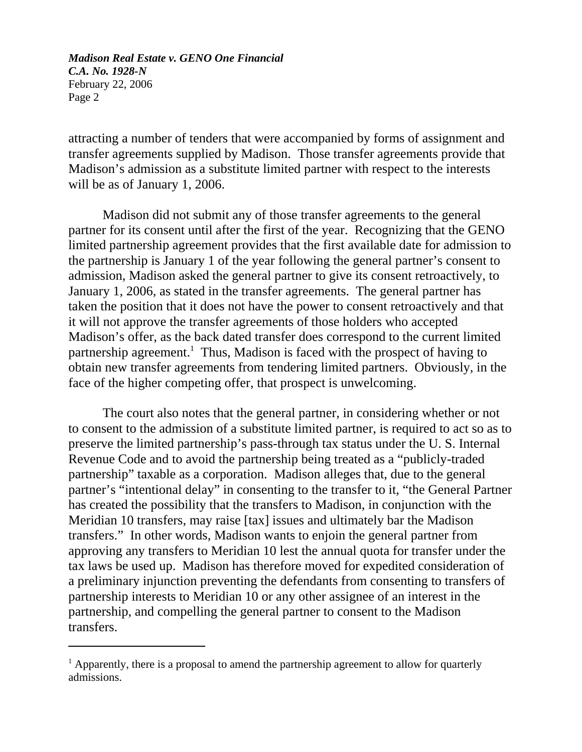attracting a number of tenders that were accompanied by forms of assignment and transfer agreements supplied by Madison. Those transfer agreements provide that Madison's admission as a substitute limited partner with respect to the interests will be as of January 1, 2006.

Madison did not submit any of those transfer agreements to the general partner for its consent until after the first of the year. Recognizing that the GENO limited partnership agreement provides that the first available date for admission to the partnership is January 1 of the year following the general partner's consent to admission, Madison asked the general partner to give its consent retroactively, to January 1, 2006, as stated in the transfer agreements. The general partner has taken the position that it does not have the power to consent retroactively and that it will not approve the transfer agreements of those holders who accepted Madison's offer, as the back dated transfer does correspond to the current limited partnership agreement.[1] Thus, Madison is faced with the prospect of having to obtain new transfer agreements from tendering limited partners. Obviously, in the face of the higher competing offer, that prospect is unwelcoming.

The court also notes that the general partner, in considering whether or not to consent to the admission of a substitute limited partner, is required to act so as to preserve the limited partnership's pass-through tax status under the U. S. Internal Revenue Code and to avoid the partnership being treated as a "publicly-traded partnership" taxable as a corporation. Madison alleges that, due to the general partner's "intentional delay" in consenting to the transfer to it, "the General Partner has created the possibility that the transfers to Madison, in conjunction with the Meridian 10 transfers, may raise [tax] issues and ultimately bar the Madison transfers." In other words, Madison wants to enjoin the general partner from approving any transfers to Meridian 10 lest the annual quota for transfer under the tax laws be used up. Madison has therefore moved for expedited consideration of a preliminary injunction preventing the defendants from consenting to transfers of partnership interests to Meridian 10 or any other assignee of an interest in the partnership, and compelling the general partner to consent to the Madison transfers.

---

[1] Apparently, there is a proposal to amend the partnership agreement to allow for quarterly admissions.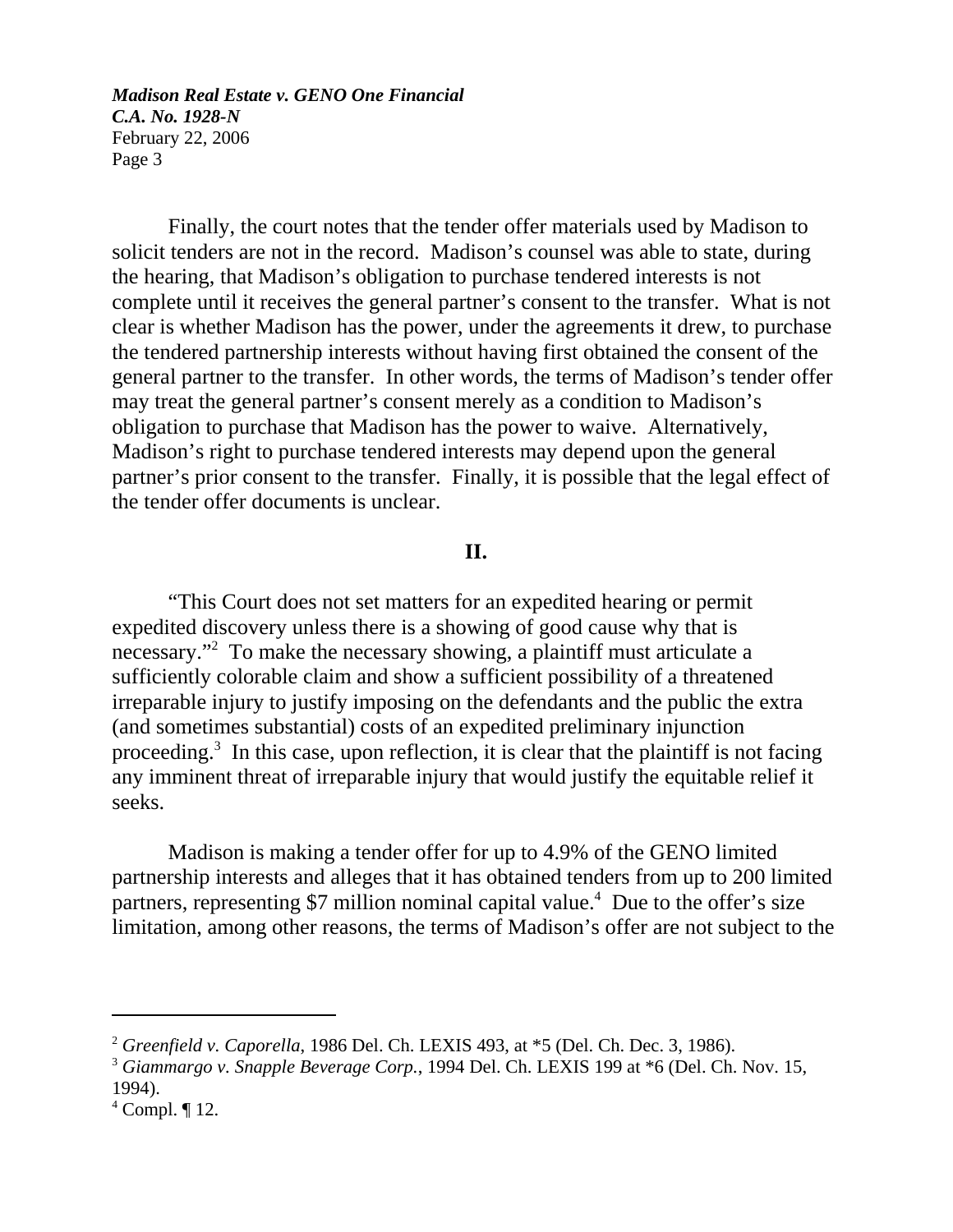Finally, the court notes that the tender offer materials used by Madison to solicit tenders are not in the record. Madison's counsel was able to state, during the hearing, that Madison's obligation to purchase tendered interests is not complete until it receives the general partner's consent to the transfer. What is not clear is whether Madison has the power, under the agreements it drew, to purchase the tendered partnership interests without having first obtained the consent of the general partner to the transfer. In other words, the terms of Madison's tender offer may treat the general partner's consent merely as a condition to Madison's obligation to purchase that Madison has the power to waive. Alternatively, Madison's right to purchase tendered interests may depend upon the general partner's prior consent to the transfer. Finally, it is possible that the legal effect of the tender offer documents is unclear.

## II.

"This Court does not set matters for an expedited hearing or permit expedited discovery unless there is a showing of good cause why that is necessary."[2] To make the necessary showing, a plaintiff must articulate a sufficiently colorable claim and show a sufficient possibility of a threatened irreparable injury to justify imposing on the defendants and the public the extra (and sometimes substantial) costs of an expedited preliminary injunction proceeding.[3] In this case, upon reflection, it is clear that the plaintiff is not facing any imminent threat of irreparable injury that would justify the equitable relief it seeks.

Madison is making a tender offer for up to 4.9% of the GENO limited partnership interests and alleges that it has obtained tenders from up to 200 limited partners, representing $7 million nominal capital value.[4] Due to the offer's size limitation, among other reasons, the terms of Madison's offer are not subject to the

---

[2] *Greenfield v. Caporella*, 1986 Del. Ch. LEXIS 493, at *5 (Del. Ch. Dec. 3, 1986).

[3] *Giammargo v. Snapple Beverage Corp.*, 1994 Del. Ch. LEXIS 199 at *6 (Del. Ch. Nov. 15, 1994).

[4] Compl. ¶ 12.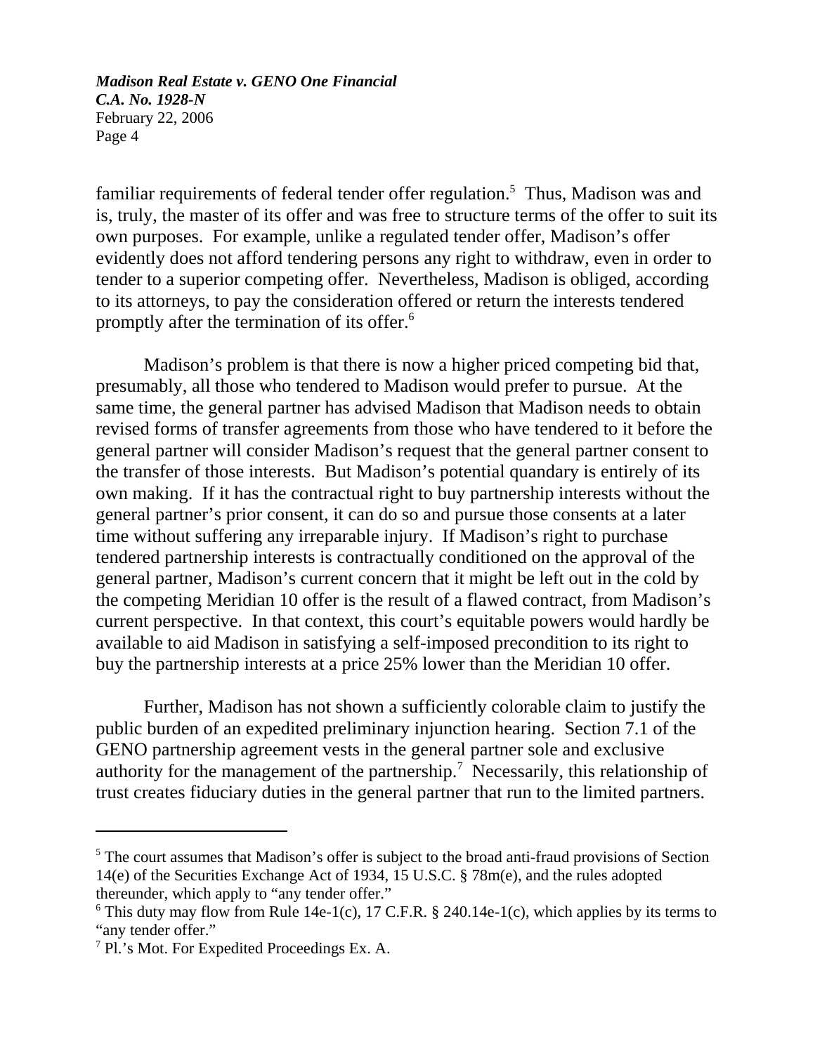familiar requirements of federal tender offer regulation.[5] Thus, Madison was and is, truly, the master of its offer and was free to structure terms of the offer to suit its own purposes. For example, unlike a regulated tender offer, Madison's offer evidently does not afford tendering persons any right to withdraw, even in order to tender to a superior competing offer. Nevertheless, Madison is obliged, according to its attorneys, to pay the consideration offered or return the interests tendered promptly after the termination of its offer.[6]

Madison's problem is that there is now a higher priced competing bid that, presumably, all those who tendered to Madison would prefer to pursue. At the same time, the general partner has advised Madison that Madison needs to obtain revised forms of transfer agreements from those who have tendered to it before the general partner will consider Madison's request that the general partner consent to the transfer of those interests. But Madison's potential quandary is entirely of its own making. If it has the contractual right to buy partnership interests without the general partner's prior consent, it can do so and pursue those consents at a later time without suffering any irreparable injury. If Madison's right to purchase tendered partnership interests is contractually conditioned on the approval of the general partner, Madison's current concern that it might be left out in the cold by the competing Meridian 10 offer is the result of a flawed contract, from Madison's current perspective. In that context, this court's equitable powers would hardly be available to aid Madison in satisfying a self-imposed precondition to its right to buy the partnership interests at a price 25% lower than the Meridian 10 offer.

Further, Madison has not shown a sufficiently colorable claim to justify the public burden of an expedited preliminary injunction hearing. Section 7.1 of the GENO partnership agreement vests in the general partner sole and exclusive authority for the management of the partnership.[7] Necessarily, this relationship of trust creates fiduciary duties in the general partner that run to the limited partners.

---

[5] The court assumes that Madison's offer is subject to the broad anti-fraud provisions of Section 14(e) of the Securities Exchange Act of 1934, 15 U.S.C. § 78m(e), and the rules adopted thereunder, which apply to "any tender offer."

[6] This duty may flow from Rule 14e-1(c), 17 C.F.R. § 240.14e-1(c), which applies by its terms to "any tender offer."

[7] Pl.'s Mot. For Expedited Proceedings Ex. A.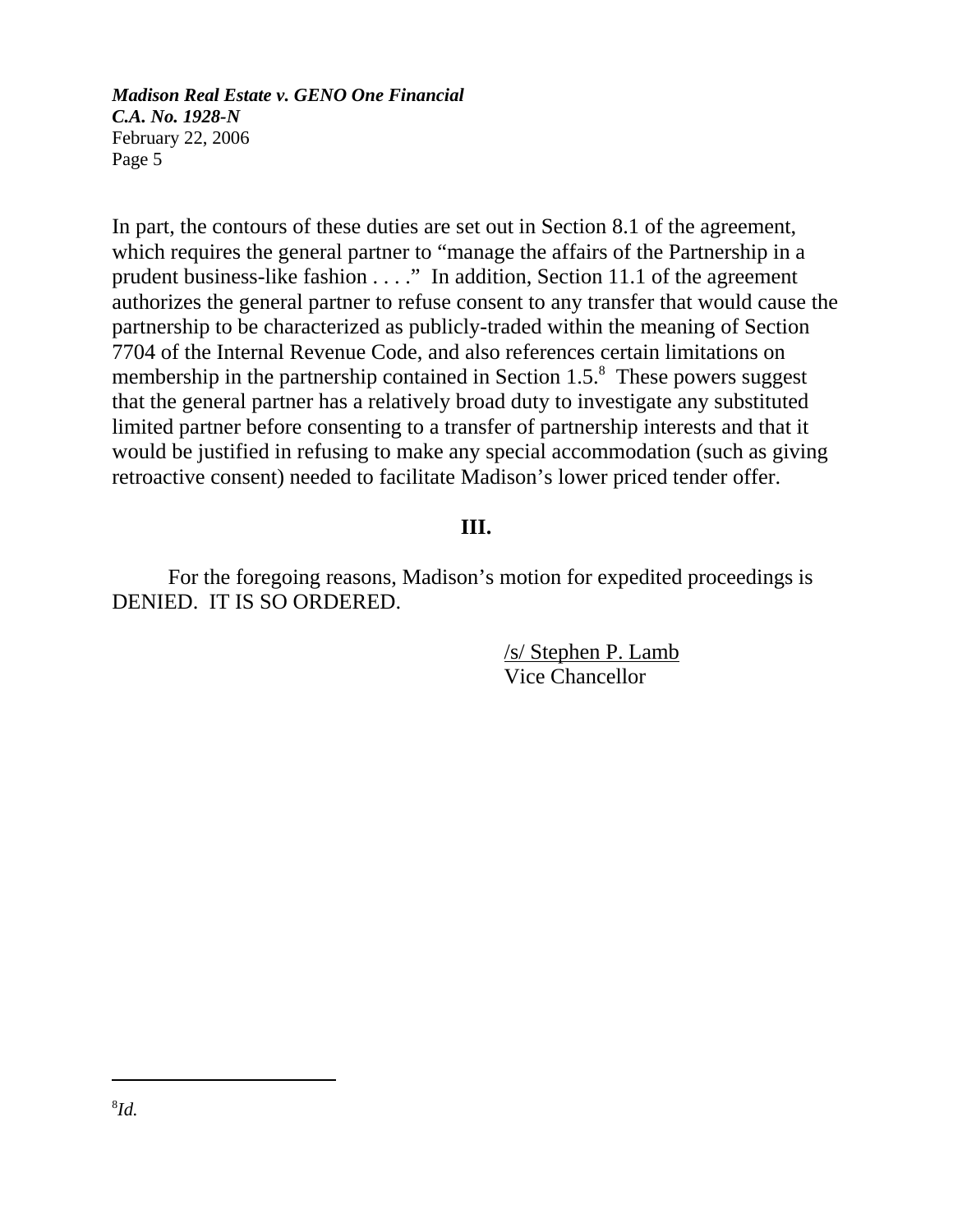In part, the contours of these duties are set out in Section 8.1 of the agreement, which requires the general partner to "manage the affairs of the Partnership in a prudent business-like fashion . . . ." In addition, Section 11.1 of the agreement authorizes the general partner to refuse consent to any transfer that would cause the partnership to be characterized as publicly-traded within the meaning of Section 7704 of the Internal Revenue Code, and also references certain limitations on membership in the partnership contained in Section 1.5.[8] These powers suggest that the general partner has a relatively broad duty to investigate any substituted limited partner before consenting to a transfer of partnership interests and that it would be justified in refusing to make any special accommodation (such as giving retroactive consent) needed to facilitate Madison's lower priced tender offer.

## III.

For the foregoing reasons, Madison's motion for expedited proceedings is DENIED. IT IS SO ORDERED.

/s/ Stephen P. Lamb
Vice Chancellor

---

[8] *Id.*